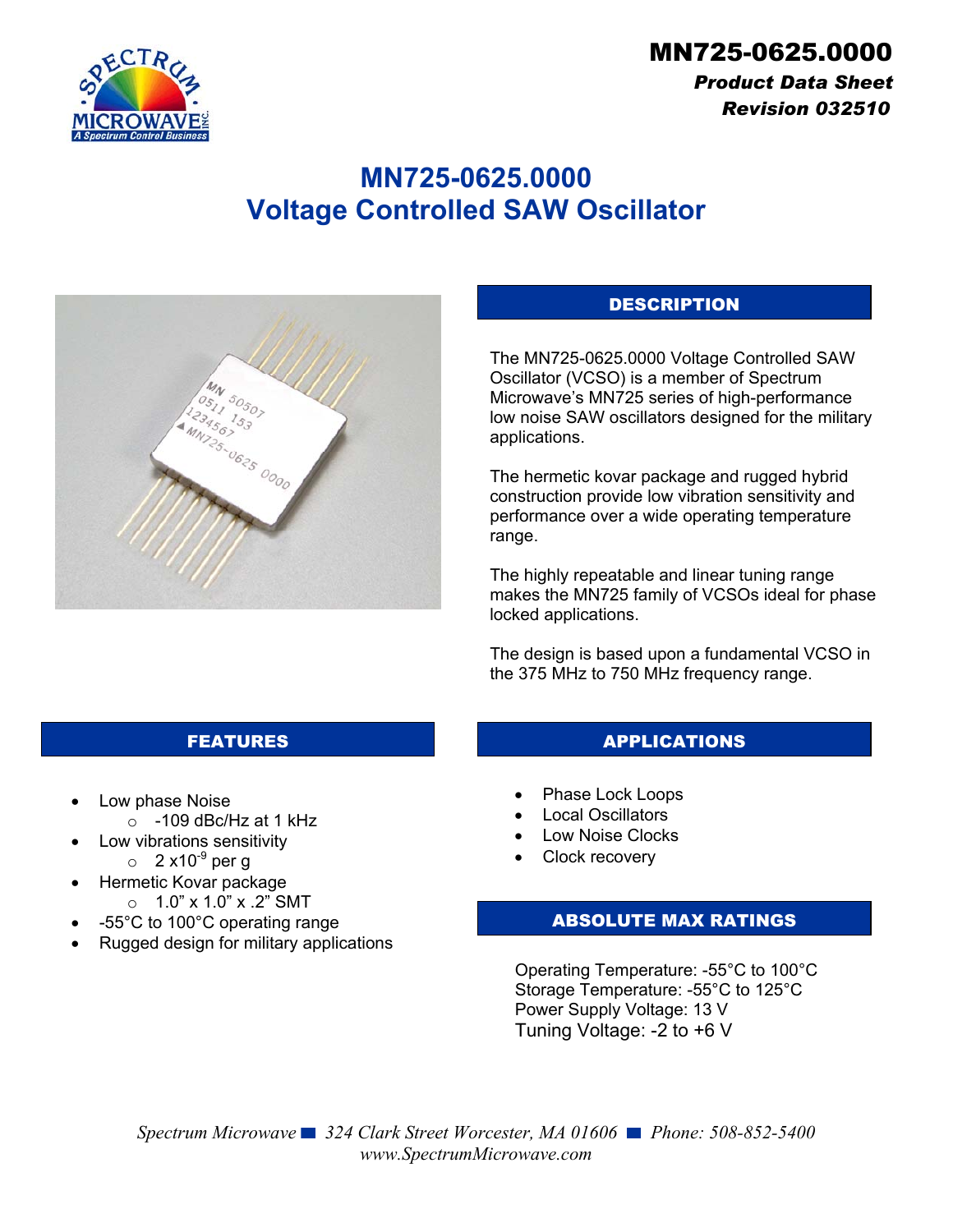# MN725-0625.0000

***Product Data Sheet***
***Revision 032510***

# MN725-0625.0000
# Voltage Controlled SAW Oscillator

## DESCRIPTION

The MN725-0625.0000 Voltage Controlled SAW Oscillator (VCSO) is a member of Spectrum Microwave's MN725 series of high-performance low noise SAW oscillators designed for the military applications.

The hermetic kovar package and rugged hybrid construction provide low vibration sensitivity and performance over a wide operating temperature range.

The highly repeatable and linear tuning range makes the MN725 family of VCSOs ideal for phase locked applications.

The design is based upon a fundamental VCSO in the 375 MHz to 750 MHz frequency range.

## FEATURES

- Low phase Noise
  - -109 dBc/Hz at 1 kHz
- Low vibrations sensitivity
  - 2 x$10^{-9}$ per g
- Hermetic Kovar package
  - 1.0" x 1.0" x .2" SMT
- -55°C to 100°C operating range
- Rugged design for military applications

## APPLICATIONS

- Phase Lock Loops
- Local Oscillators
- Low Noise Clocks
- Clock recovery

## ABSOLUTE MAX RATINGS

Operating Temperature: -55°C to 100°C
Storage Temperature: -55°C to 125°C
Power Supply Voltage: 13 V
Tuning Voltage: -2 to +6 V

*Spectrum Microwave ■ 324 Clark Street Worcester, MA 01606 ■ Phone: 508-852-5400*
*www.SpectrumMicrowave.com*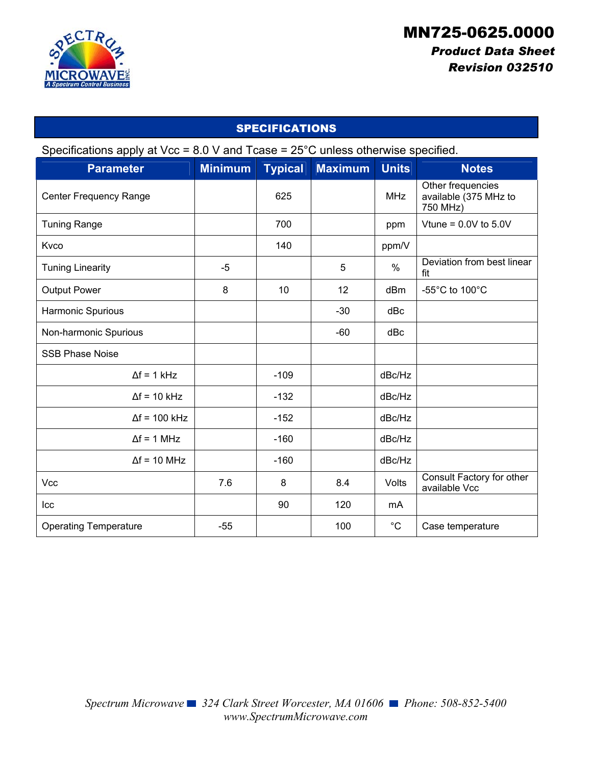# MN725-0625.0000

***Product Data Sheet***

***Revision 032510***

## SPECIFICATIONS

Specifications apply at Vcc = 8.0 V and Tcase = 25°C unless otherwise specified.

| Parameter | Minimum | Typical | Maximum | Units | Notes |
|---|---|---|---|---|---|
| Center Frequency Range | | 625 | | MHz | Other frequencies available (375 MHz to 750 MHz) |
| Tuning Range | | 700 | | ppm | Vtune = 0.0V to 5.0V |
| Kvco | | 140 | | ppm/V | |
| Tuning Linearity | -5 | | 5 | % | Deviation from best linear fit |
| Output Power | 8 | 10 | 12 | dBm | -55°C to 100°C |
| Harmonic Spurious | | | -30 | dBc | |
| Non-harmonic Spurious | | | -60 | dBc | |
| SSB Phase Noise | | | | | |
| Δf = 1 kHz | | -109 | | dBc/Hz | |
| Δf = 10 kHz | | -132 | | dBc/Hz | |
| Δf = 100 kHz | | -152 | | dBc/Hz | |
| Δf = 1 MHz | | -160 | | dBc/Hz | |
| Δf = 10 MHz | | -160 | | dBc/Hz | |
| Vcc | 7.6 | 8 | 8.4 | Volts | Consult Factory for other available Vcc |
| Icc | | 90 | 120 | mA | |
| Operating Temperature | -55 | | 100 | °C | Case temperature |

*Spectrum Microwave ■ 324 Clark Street Worcester, MA 01606 ■ Phone: 508-852-5400*
*www.SpectrumMicrowave.com*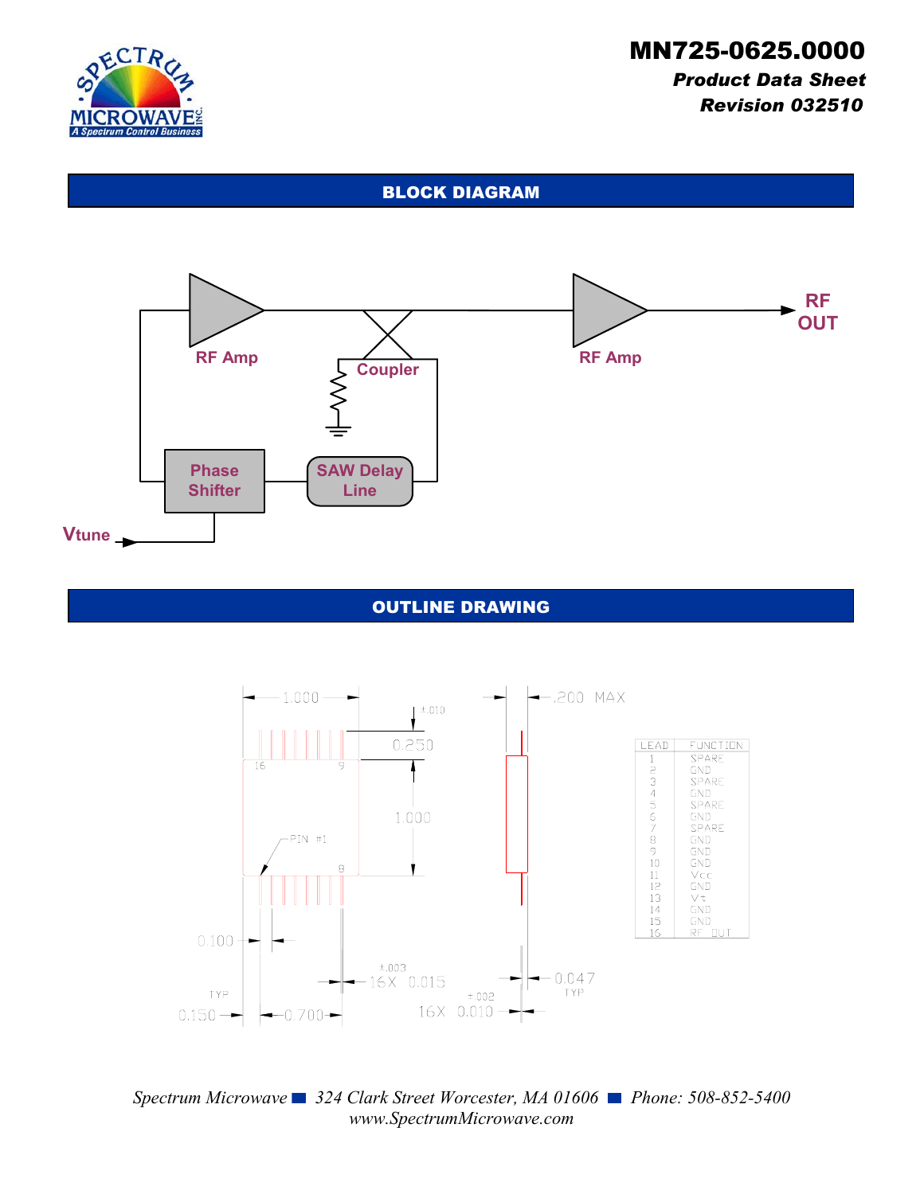# MN725-0625.0000

***Product Data Sheet***

***Revision 032510***

## BLOCK DIAGRAM

RF Amp

Coupler

RF Amp

RF OUT

Phase Shifter

SAW Delay Line

Vtune

## OUTLINE DRAWING

1.000

±.010

0.250

1.000

16 9

PIN #1

8

.200 MAX

0.100

TYP

0.150

0.700

±.003

16X 0.015

±.002

16X 0.010

0.047

TYP

| LEAD | FUNCTION |
|---|---|
| 1 | SPARE |
| 2 | GND |
| 3 | SPARE |
| 4 | GND |
| 5 | SPARE |
| 6 | GND |
| 7 | SPARE |
| 8 | GND |
| 9 | GND |
| 10 | GND |
| 11 | Vcc |
| 12 | GND |
| 13 | Vt |
| 14 | GND |
| 15 | GND |
| 16 | RF OUT |

*Spectrum Microwave ■ 324 Clark Street Worcester, MA 01606 ■ Phone: 508-852-5400*
*www.SpectrumMicrowave.com*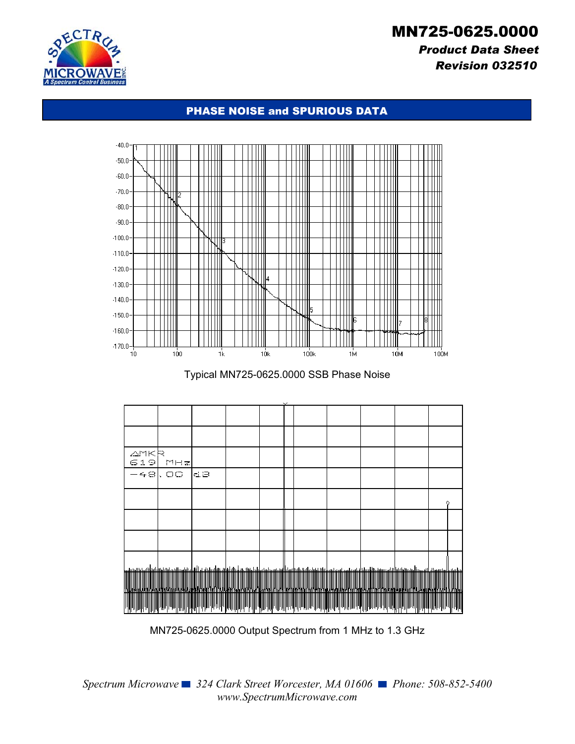# MN725-0625.0000

***Product Data Sheet***

***Revision 032510***

## PHASE NOISE and SPURIOUS DATA

-40.0
-50.0
-60.0
-70.0
-80.0
-90.0
-100.0
-110.0
-120.0
-130.0
-140.0
-150.0
-160.0
-170.0

10
100
1k
10k
100k
1M
10M
100M

1
2
3
4
5
6
7
8

Typical MN725-0625.0000 SSB Phase Noise

ΔMKR
619 MHz
-49.00 dB

MN725-0625.0000 Output Spectrum from 1 MHz to 1.3 GHz

*Spectrum Microwave ■ 324 Clark Street Worcester, MA 01606 ■ Phone: 508-852-5400*
*www.SpectrumMicrowave.com*